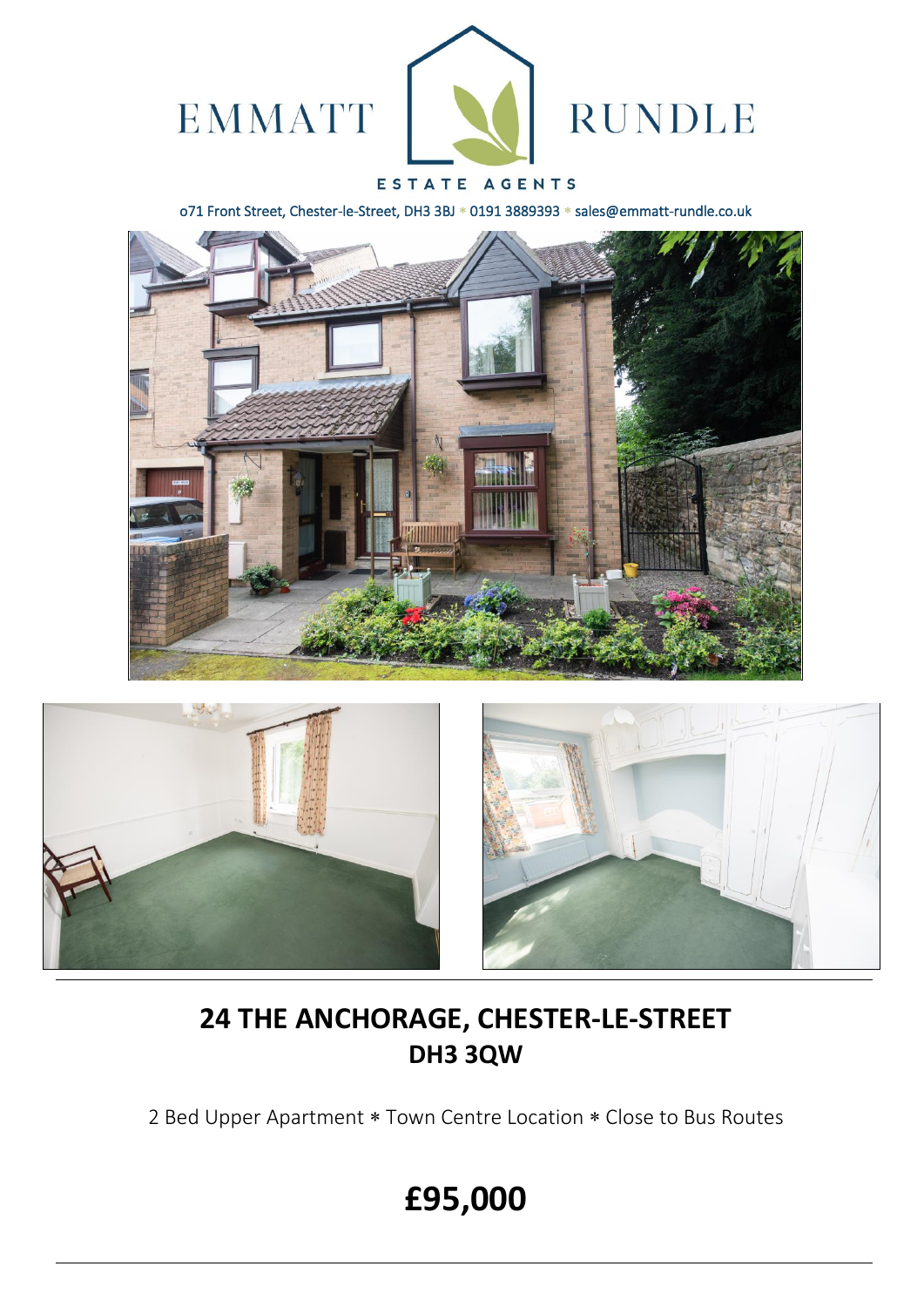EMMATT RUNDLE

ESTATE AGENTS

o71 Front Street, Chester-le-Street, DH3 3BJ * 0191 3889393 * sales@emmatt-rundle.co.uk

# 24 THE ANCHORAGE, CHESTER-LE-STREET
## DH3 3QW

2 Bed Upper Apartment * Town Centre Location * Close to Bus Routes

# £95,000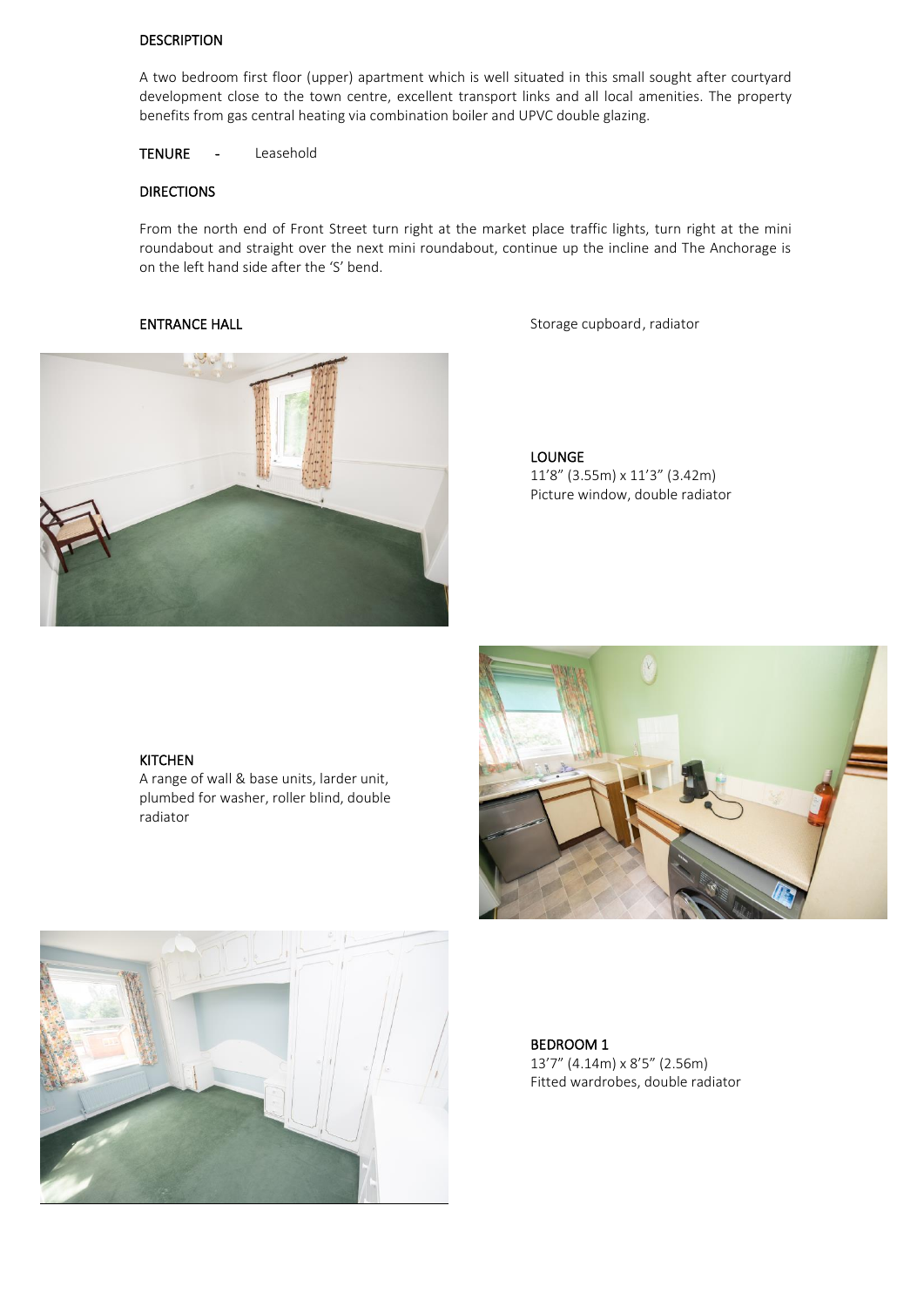## DESCRIPTION

A two bedroom first floor (upper) apartment which is well situated in this small sought after courtyard development close to the town centre, excellent transport links and all local amenities. The property benefits from gas central heating via combination boiler and UPVC double glazing.

**TENURE** - Leasehold

## DIRECTIONS

From the north end of Front Street turn right at the market place traffic lights, turn right at the mini roundabout and straight over the next mini roundabout, continue up the incline and The Anchorage is on the left hand side after the 'S' bend.

**ENTRANCE HALL**

Storage cupboard, radiator

**LOUNGE**
11'8" (3.55m) x 11'3" (3.42m)
Picture window, double radiator

**KITCHEN**
A range of wall & base units, larder unit, plumbed for washer, roller blind, double radiator

**BEDROOM 1**
13'7" (4.14m) x 8'5" (2.56m)
Fitted wardrobes, double radiator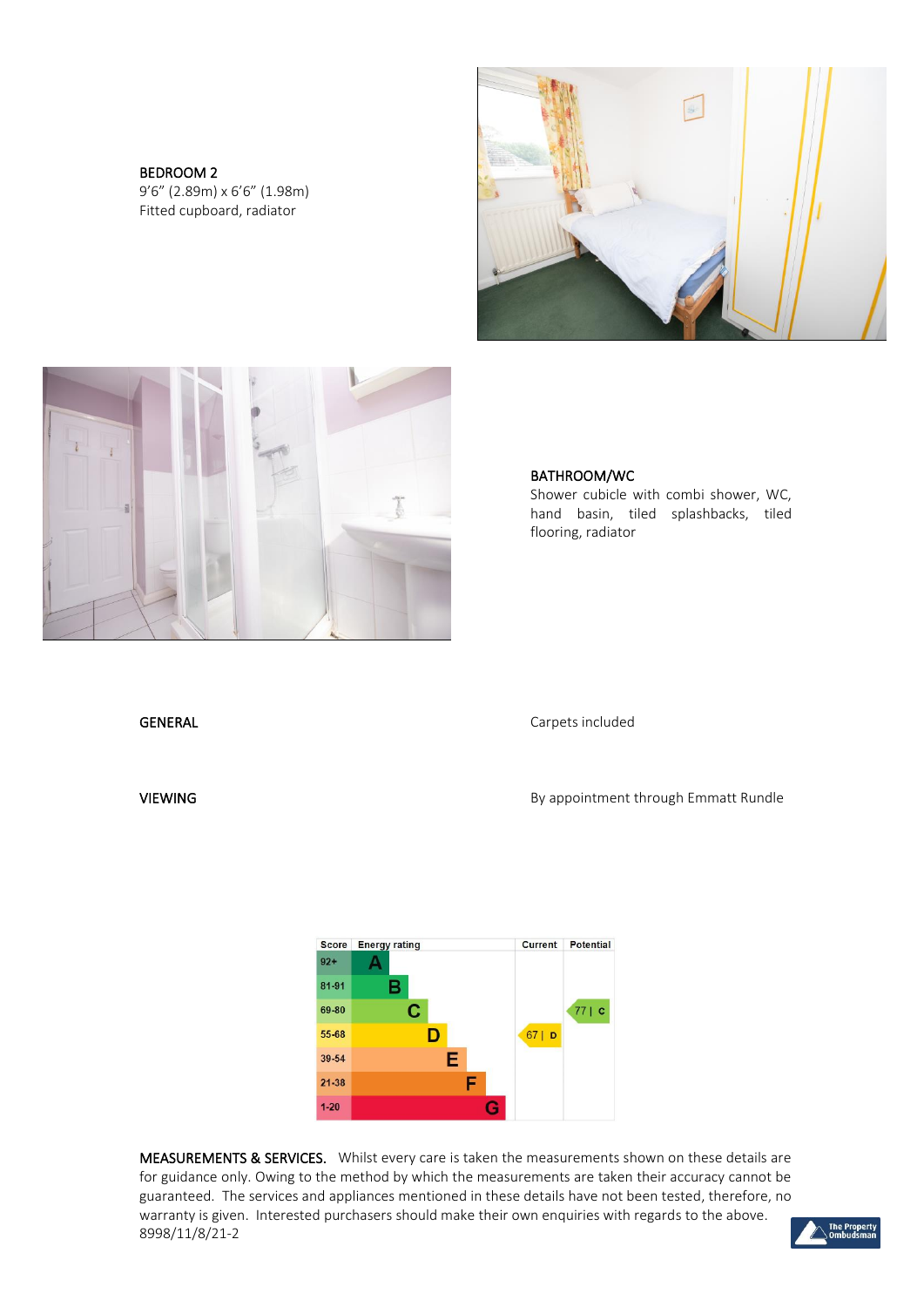BEDROOM 2
9'6" (2.89m) x 6'6" (1.98m)
Fitted cupboard, radiator

BATHROOM/WC
Shower cubicle with combi shower, WC, hand basin, tiled splashbacks, tiled flooring, radiator

GENERAL

Carpets included

VIEWING

By appointment through Emmatt Rundle

Score
Energy rating
Current
Potential
92+ A
81-91 B
69-80 C
55-68 D
39-54 E
21-38 F
1-20 G
67 | D
77 | C

**MEASUREMENTS & SERVICES.** Whilst every care is taken the measurements shown on these details are for guidance only. Owing to the method by which the measurements are taken their accuracy cannot be guaranteed. The services and appliances mentioned in these details have not been tested, therefore, no warranty is given. Interested purchasers should make their own enquiries with regards to the above.
8998/11/8/21-2

The Property Ombudsman